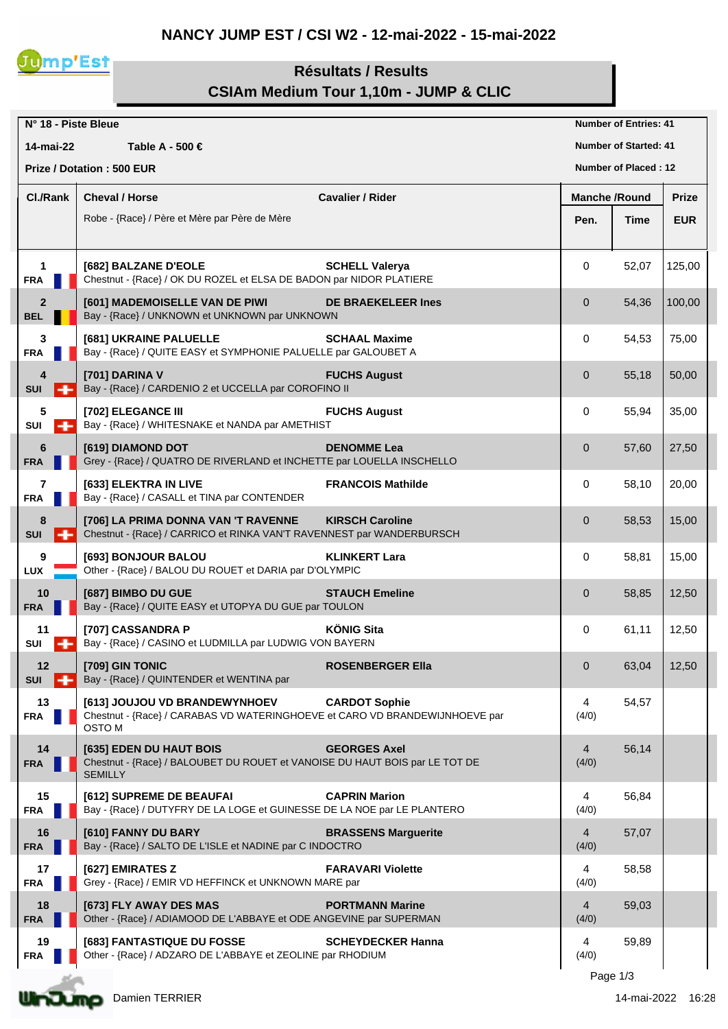# NANCY JUMP EST / CSI W2 - 12-mai-2022 - 15-mai-2022

## Résultats / Results

## CSIAm Medium Tour 1,10m - JUMP & CLIC

**N° 18 - Piste Bleue**

**14-mai-22** **Table A - 500 €**

**Prize / Dotation : 500 EUR**

**Number of Entries: 41**
**Number of Started: 41**
**Number of Placed : 12**

| Cl./Rank | Cheval / Horse | Cavalier / Rider | Manche /Round | | Prize |
|---|---|---|---|---|---|
| | Robe - {Race} / Père et Mère par Père de Mère | | Pen. | Time | EUR |
| 1 FRA | [682] BALZANE D'EOLE<br>Chestnut - {Race} / OK DU ROZEL et ELSA DE BADON par NIDOR PLATIERE | SCHELL Valerya | 0 | 52,07 | 125,00 |
| 2 BEL | [601] MADEMOISELLE VAN DE PIWI<br>Bay - {Race} / UNKNOWN et UNKNOWN par UNKNOWN | DE BRAEKELEER Ines | 0 | 54,36 | 100,00 |
| 3 FRA | [681] UKRAINE PALUELLE<br>Bay - {Race} / QUITE EASY et SYMPHONIE PALUELLE par GALOUBET A | SCHAAL Maxime | 0 | 54,53 | 75,00 |
| 4 SUI | [701] DARINA V<br>Bay - {Race} / CARDENIO 2 et UCCELLA par COROFINO II | FUCHS August | 0 | 55,18 | 50,00 |
| 5 SUI | [702] ELEGANCE III<br>Bay - {Race} / WHITESNAKE et NANDA par AMETHIST | FUCHS August | 0 | 55,94 | 35,00 |
| 6 FRA | [619] DIAMOND DOT<br>Grey - {Race} / QUATRO DE RIVERLAND et INCHETTE par LOUELLA INSCHELLO | DENOMME Lea | 0 | 57,60 | 27,50 |
| 7 FRA | [633] ELEKTRA IN LIVE<br>Bay - {Race} / CASALL et TINA par CONTENDER | FRANCOIS Mathilde | 0 | 58,10 | 20,00 |
| 8 SUI | [706] LA PRIMA DONNA VAN 'T RAVENNE<br>Chestnut - {Race} / CARRICO et RINKA VAN'T RAVENNEST par WANDERBURSCH | KIRSCH Caroline | 0 | 58,53 | 15,00 |
| 9 LUX | [693] BONJOUR BALOU<br>Other - {Race} / BALOU DU ROUET et DARIA par D'OLYMPIC | KLINKERT Lara | 0 | 58,81 | 15,00 |
| 10 FRA | [687] BIMBO DU GUE<br>Bay - {Race} / QUITE EASY et UTOPYA DU GUE par TOULON | STAUCH Emeline | 0 | 58,85 | 12,50 |
| 11 SUI | [707] CASSANDRA P<br>Bay - {Race} / CASINO et LUDMILLA par LUDWIG VON BAYERN | KÖNIG Sita | 0 | 61,11 | 12,50 |
| 12 SUI | [709] GIN TONIC<br>Bay - {Race} / QUINTENDER et WENTINA par | ROSENBERGER Ella | 0 | 63,04 | 12,50 |
| 13 FRA | [613] JOUJOU VD BRANDEWYNHOEV<br>Chestnut - {Race} / CARABAS VD WATERINGHOEVE et CARO VD BRANDEWIJNHOEVE par OSTO M | CARDOT Sophie | 4 (4/0) | 54,57 | |
| 14 FRA | [635] EDEN DU HAUT BOIS<br>Chestnut - {Race} / BALOUBET DU ROUET et VANOISE DU HAUT BOIS par LE TOT DE SEMILLY | GEORGES Axel | 4 (4/0) | 56,14 | |
| 15 FRA | [612] SUPREME DE BEAUFAI<br>Bay - {Race} / DUTYFRY DE LA LOGE et GUINESSE DE LA NOE par LE PLANTERO | CAPRIN Marion | 4 (4/0) | 56,84 | |
| 16 FRA | [610] FANNY DU BARY<br>Bay - {Race} / SALTO DE L'ISLE et NADINE par C INDOCTRO | BRASSENS Marguerite | 4 (4/0) | 57,07 | |
| 17 FRA | [627] EMIRATES Z<br>Grey - {Race} / EMIR VD HEFFINCK et UNKNOWN MARE par | FARAVARI Violette | 4 (4/0) | 58,58 | |
| 18 FRA | [673] FLY AWAY DES MAS<br>Other - {Race} / ADIAMOOD DE L'ABBAYE et ODE ANGEVINE par SUPERMAN | PORTMANN Marine | 4 (4/0) | 59,03 | |
| 19 FRA | [683] FANTASTIQUE DU FOSSE<br>Other - {Race} / ADZARO DE L'ABBAYE et ZEOLINE par RHODIUM | SCHEYDECKER Hanna | 4 (4/0) | 59,89 | |

Damien TERRIER

14-mai-2022 16:28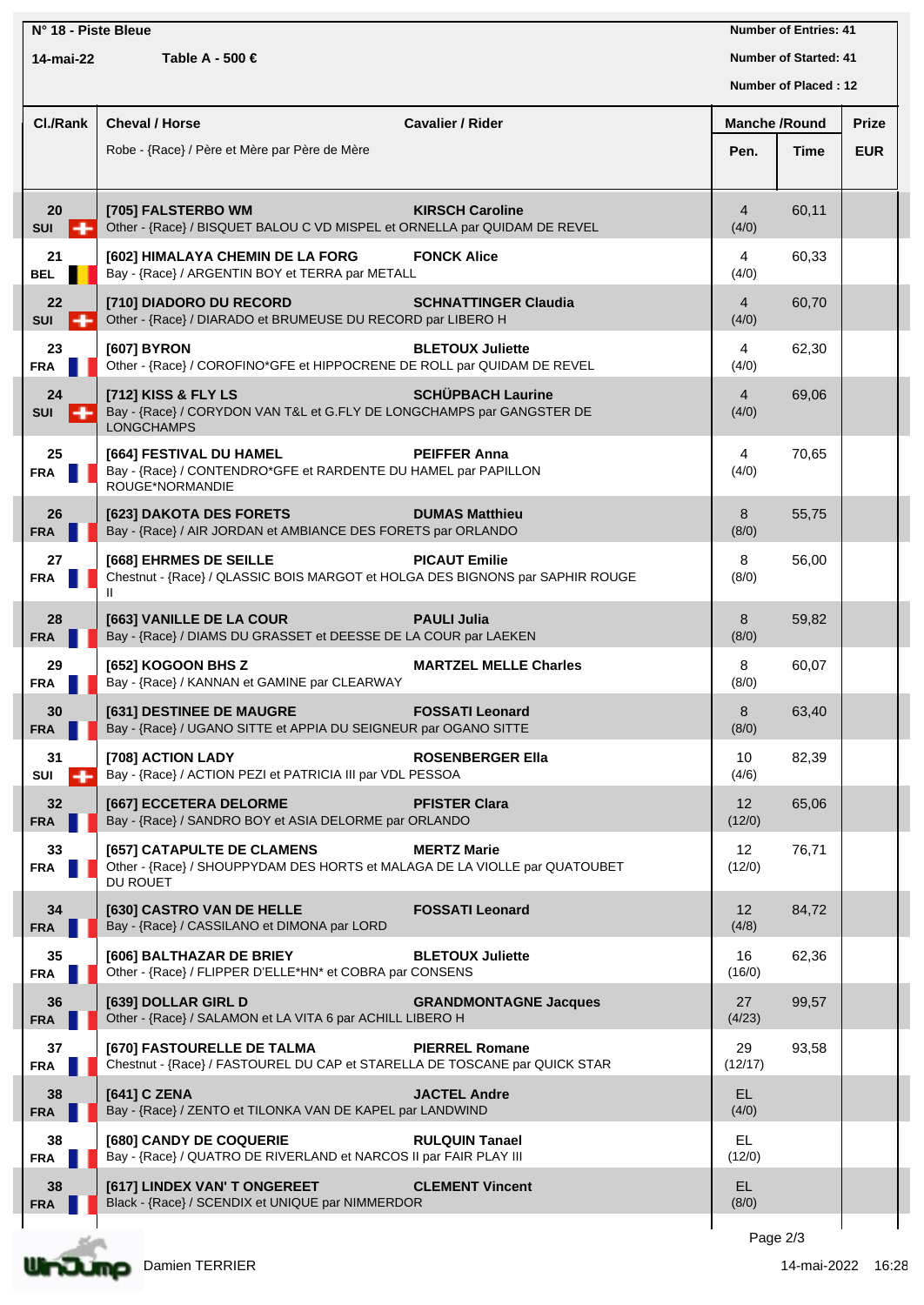**N° 18 - Piste Bleue**

**14-mai-22** **Table A - 500 €**

**Number of Entries: 41**
**Number of Started: 41**
**Number of Placed : 12**

| Cl./Rank | Cheval / Horse<br>Robe - {Race} / Père et Mère par Père de Mère | Cavalier / Rider | Manche /Round Pen. | Time | Prize EUR |
|---|---|---|---|---|---|
| **20** SUI | **[705] FALSTERBO WM**<br>Other - {Race} / BISQUET BALOU C VD MISPEL et ORNELLA par QUIDAM DE REVEL | **KIRSCH Caroline** | 4 (4/0) | 60,11 | |
| **21** BEL | **[602] HIMALAYA CHEMIN DE LA FORG**<br>Bay - {Race} / ARGENTIN BOY et TERRA par METALL | **FONCK Alice** | 4 (4/0) | 60,33 | |
| **22** SUI | **[710] DIADORO DU RECORD**<br>Other - {Race} / DIARADO et BRUMEUSE DU RECORD par LIBERO H | **SCHNATTINGER Claudia** | 4 (4/0) | 60,70 | |
| **23** FRA | **[607] BYRON**<br>Other - {Race} / COROFINO*GFE et HIPPOCRENE DE ROLL par QUIDAM DE REVEL | **BLETOUX Juliette** | 4 (4/0) | 62,30 | |
| **24** SUI | **[712] KISS & FLY LS**<br>Bay - {Race} / CORYDON VAN T&L et G.FLY DE LONGCHAMPS par GANGSTER DE LONGCHAMPS | **SCHÜPBACH Laurine** | 4 (4/0) | 69,06 | |
| **25** FRA | **[664] FESTIVAL DU HAMEL**<br>Bay - {Race} / CONTENDRO*GFE et RARDENTE DU HAMEL par PAPILLON ROUGE*NORMANDIE | **PEIFFER Anna** | 4 (4/0) | 70,65 | |
| **26** FRA | **[623] DAKOTA DES FORETS**<br>Bay - {Race} / AIR JORDAN et AMBIANCE DES FORETS par ORLANDO | **DUMAS Matthieu** | 8 (8/0) | 55,75 | |
| **27** FRA | **[668] EHRMES DE SEILLE**<br>Chestnut - {Race} / QLASSIC BOIS MARGOT et HOLGA DES BIGNONS par SAPHIR ROUGE II | **PICAUT Emilie** | 8 (8/0) | 56,00 | |
| **28** FRA | **[663] VANILLE DE LA COUR**<br>Bay - {Race} / DIAMS DU GRASSET et DEESSE DE LA COUR par LAEKEN | **PAULI Julia** | 8 (8/0) | 59,82 | |
| **29** FRA | **[652] KOGOON BHS Z**<br>Bay - {Race} / KANNAN et GAMINE par CLEARWAY | **MARTZEL MELLE Charles** | 8 (8/0) | 60,07 | |
| **30** FRA | **[631] DESTINEE DE MAUGRE**<br>Bay - {Race} / UGANO SITTE et APPIA DU SEIGNEUR par OGANO SITTE | **FOSSATI Leonard** | 8 (8/0) | 63,40 | |
| **31** SUI | **[708] ACTION LADY**<br>Bay - {Race} / ACTION PEZI et PATRICIA III par VDL PESSOA | **ROSENBERGER Ella** | 10 (4/6) | 82,39 | |
| **32** FRA | **[667] ECCETERA DELORME**<br>Bay - {Race} / SANDRO BOY et ASIA DELORME par ORLANDO | **PFISTER Clara** | 12 (12/0) | 65,06 | |
| **33** FRA | **[657] CATAPULTE DE CLAMENS**<br>Other - {Race} / SHOUPPYDAM DES HORTS et MALAGA DE LA VIOLLE par QUATOUBET DU ROUET | **MERTZ Marie** | 12 (12/0) | 76,71 | |
| **34** FRA | **[630] CASTRO VAN DE HELLE**<br>Bay - {Race} / CASSILANO et DIMONA par LORD | **FOSSATI Leonard** | 12 (4/8) | 84,72 | |
| **35** FRA | **[606] BALTHAZAR DE BRIEY**<br>Other - {Race} / FLIPPER D'ELLE*HN* et COBRA par CONSENS | **BLETOUX Juliette** | 16 (16/0) | 62,36 | |
| **36** FRA | **[639] DOLLAR GIRL D**<br>Other - {Race} / SALAMON et LA VITA 6 par ACHILL LIBERO H | **GRANDMONTAGNE Jacques** | 27 (4/23) | 99,57 | |
| **37** FRA | **[670] FASTOURELLE DE TALMA**<br>Chestnut - {Race} / FASTOUREL DU CAP et STARELLA DE TOSCANE par QUICK STAR | **PIERREL Romane** | 29 (12/17) | 93,58 | |
| **38** FRA | **[641] C ZENA**<br>Bay - {Race} / ZENTO et TILONKA VAN DE KAPEL par LANDWIND | **JACTEL Andre** | EL (4/0) | | |
| **38** FRA | **[680] CANDY DE COQUERIE**<br>Bay - {Race} / QUATRO DE RIVERLAND et NARCOS II par FAIR PLAY III | **RULQUIN Tanael** | EL (12/0) | | |
| **38** FRA | **[617] LINDEX VAN' T ONGEREET**<br>Black - {Race} / SCENDIX et UNIQUE par NIMMERDOR | **CLEMENT Vincent** | EL (8/0) | | |

Damien TERRIER — 14-mai-2022 16:28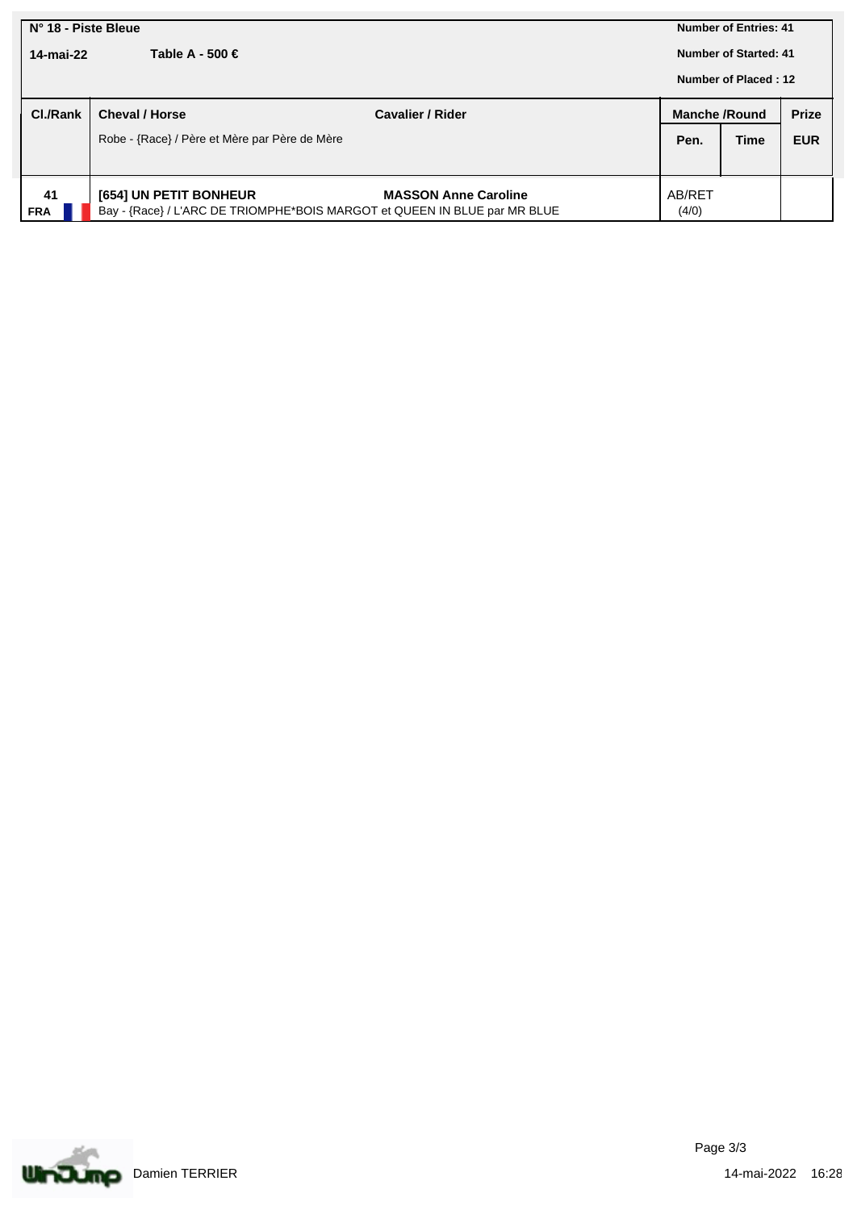**N° 18 - Piste Bleue**

**14-mai-22** **Table A - 500 €**

**Number of Entries: 41**

**Number of Started: 41**

**Number of Placed : 12**

| Cl./Rank | Cheval / Horse / Cavalier / Rider<br>Robe - {Race} / Père et Mère par Père de Mère | Manche /Round Pen. | Time | Prize EUR |
|---|---|---|---|---|
| 41 FRA | **[654] UN PETIT BONHEUR** **MASSON Anne Caroline**<br>Bay - {Race} / L'ARC DE TRIOMPHE*BOIS MARGOT et QUEEN IN BLUE par MR BLUE | AB/RET (4/0) | | |

Damien TERRIER

14-mai-2022 16:28